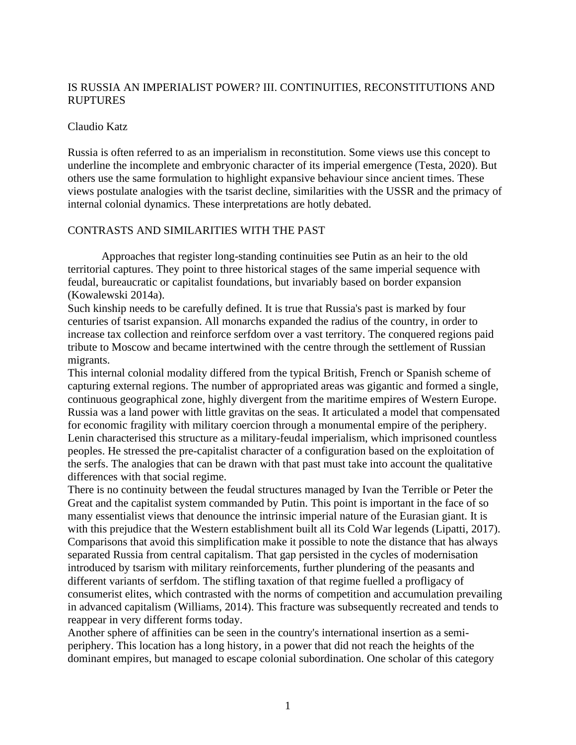# IS RUSSIA AN IMPERIALIST POWER? III. CONTINUITIES, RECONSTITUTIONS AND RUPTURES

Claudio Katz

Russia is often referred to as an imperialism in reconstitution. Some views use this concept to underline the incomplete and embryonic character of its imperial emergence (Testa, 2020). But others use the same formulation to highlight expansive behaviour since ancient times. These views postulate analogies with the tsarist decline, similarities with the USSR and the primacy of internal colonial dynamics. These interpretations are hotly debated.

## CONTRASTS AND SIMILARITIES WITH THE PAST

Approaches that register long-standing continuities see Putin as an heir to the old territorial captures. They point to three historical stages of the same imperial sequence with feudal, bureaucratic or capitalist foundations, but invariably based on border expansion (Kowalewski 2014a).

Such kinship needs to be carefully defined. It is true that Russia's past is marked by four centuries of tsarist expansion. All monarchs expanded the radius of the country, in order to increase tax collection and reinforce serfdom over a vast territory. The conquered regions paid tribute to Moscow and became intertwined with the centre through the settlement of Russian migrants.

This internal colonial modality differed from the typical British, French or Spanish scheme of capturing external regions. The number of appropriated areas was gigantic and formed a single, continuous geographical zone, highly divergent from the maritime empires of Western Europe. Russia was a land power with little gravitas on the seas. It articulated a model that compensated for economic fragility with military coercion through a monumental empire of the periphery. Lenin characterised this structure as a military-feudal imperialism, which imprisoned countless peoples. He stressed the pre-capitalist character of a configuration based on the exploitation of the serfs. The analogies that can be drawn with that past must take into account the qualitative differences with that social regime.

There is no continuity between the feudal structures managed by Ivan the Terrible or Peter the Great and the capitalist system commanded by Putin. This point is important in the face of so many essentialist views that denounce the intrinsic imperial nature of the Eurasian giant. It is with this prejudice that the Western establishment built all its Cold War legends (Lipatti, 2017). Comparisons that avoid this simplification make it possible to note the distance that has always separated Russia from central capitalism. That gap persisted in the cycles of modernisation introduced by tsarism with military reinforcements, further plundering of the peasants and different variants of serfdom. The stifling taxation of that regime fuelled a profligacy of consumerist elites, which contrasted with the norms of competition and accumulation prevailing in advanced capitalism (Williams, 2014). This fracture was subsequently recreated and tends to reappear in very different forms today.

Another sphere of affinities can be seen in the country's international insertion as a semi-periphery. This location has a long history, in a power that did not reach the heights of the dominant empires, but managed to escape colonial subordination. One scholar of this category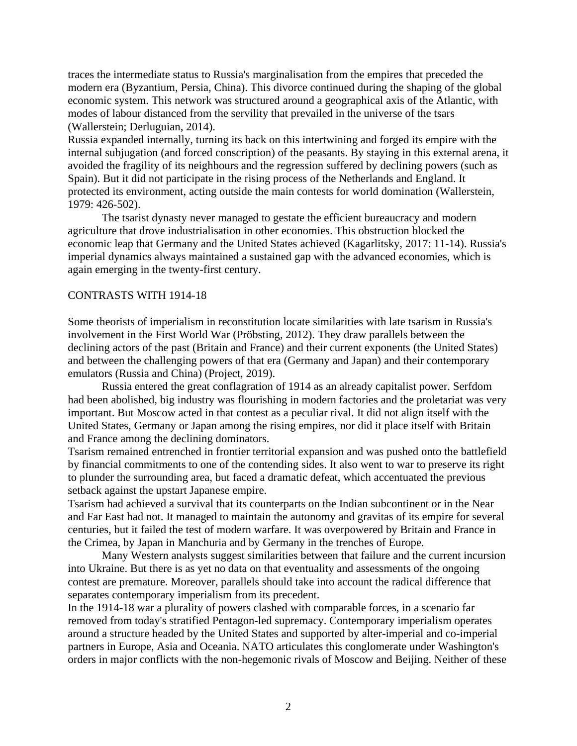traces the intermediate status to Russia's marginalisation from the empires that preceded the modern era (Byzantium, Persia, China). This divorce continued during the shaping of the global economic system. This network was structured around a geographical axis of the Atlantic, with modes of labour distanced from the servility that prevailed in the universe of the tsars (Wallerstein; Derluguian, 2014).

Russia expanded internally, turning its back on this intertwining and forged its empire with the internal subjugation (and forced conscription) of the peasants. By staying in this external arena, it avoided the fragility of its neighbours and the regression suffered by declining powers (such as Spain). But it did not participate in the rising process of the Netherlands and England. It protected its environment, acting outside the main contests for world domination (Wallerstein, 1979: 426-502).

The tsarist dynasty never managed to gestate the efficient bureaucracy and modern agriculture that drove industrialisation in other economies. This obstruction blocked the economic leap that Germany and the United States achieved (Kagarlitsky, 2017: 11-14). Russia's imperial dynamics always maintained a sustained gap with the advanced economies, which is again emerging in the twenty-first century.

## CONTRASTS WITH 1914-18

Some theorists of imperialism in reconstitution locate similarities with late tsarism in Russia's involvement in the First World War (Pröbsting, 2012). They draw parallels between the declining actors of the past (Britain and France) and their current exponents (the United States) and between the challenging powers of that era (Germany and Japan) and their contemporary emulators (Russia and China) (Project, 2019).

Russia entered the great conflagration of 1914 as an already capitalist power. Serfdom had been abolished, big industry was flourishing in modern factories and the proletariat was very important. But Moscow acted in that contest as a peculiar rival. It did not align itself with the United States, Germany or Japan among the rising empires, nor did it place itself with Britain and France among the declining dominators.

Tsarism remained entrenched in frontier territorial expansion and was pushed onto the battlefield by financial commitments to one of the contending sides. It also went to war to preserve its right to plunder the surrounding area, but faced a dramatic defeat, which accentuated the previous setback against the upstart Japanese empire.

Tsarism had achieved a survival that its counterparts on the Indian subcontinent or in the Near and Far East had not. It managed to maintain the autonomy and gravitas of its empire for several centuries, but it failed the test of modern warfare. It was overpowered by Britain and France in the Crimea, by Japan in Manchuria and by Germany in the trenches of Europe.

Many Western analysts suggest similarities between that failure and the current incursion into Ukraine. But there is as yet no data on that eventuality and assessments of the ongoing contest are premature. Moreover, parallels should take into account the radical difference that separates contemporary imperialism from its precedent.

In the 1914-18 war a plurality of powers clashed with comparable forces, in a scenario far removed from today's stratified Pentagon-led supremacy. Contemporary imperialism operates around a structure headed by the United States and supported by alter-imperial and co-imperial partners in Europe, Asia and Oceania. NATO articulates this conglomerate under Washington's orders in major conflicts with the non-hegemonic rivals of Moscow and Beijing. Neither of these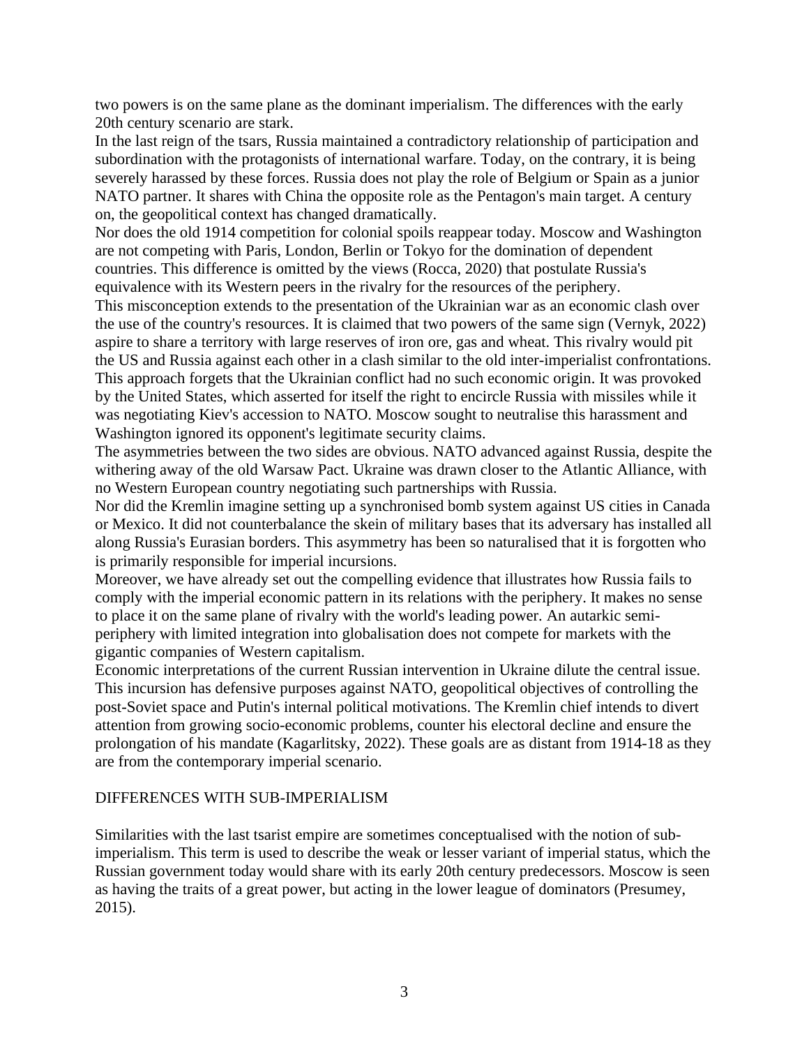two powers is on the same plane as the dominant imperialism. The differences with the early 20th century scenario are stark.

In the last reign of the tsars, Russia maintained a contradictory relationship of participation and subordination with the protagonists of international warfare. Today, on the contrary, it is being severely harassed by these forces. Russia does not play the role of Belgium or Spain as a junior NATO partner. It shares with China the opposite role as the Pentagon's main target. A century on, the geopolitical context has changed dramatically.

Nor does the old 1914 competition for colonial spoils reappear today. Moscow and Washington are not competing with Paris, London, Berlin or Tokyo for the domination of dependent countries. This difference is omitted by the views (Rocca, 2020) that postulate Russia's equivalence with its Western peers in the rivalry for the resources of the periphery.

This misconception extends to the presentation of the Ukrainian war as an economic clash over the use of the country's resources. It is claimed that two powers of the same sign (Vernyk, 2022) aspire to share a territory with large reserves of iron ore, gas and wheat. This rivalry would pit the US and Russia against each other in a clash similar to the old inter-imperialist confrontations. This approach forgets that the Ukrainian conflict had no such economic origin. It was provoked by the United States, which asserted for itself the right to encircle Russia with missiles while it was negotiating Kiev's accession to NATO. Moscow sought to neutralise this harassment and Washington ignored its opponent's legitimate security claims.

The asymmetries between the two sides are obvious. NATO advanced against Russia, despite the withering away of the old Warsaw Pact. Ukraine was drawn closer to the Atlantic Alliance, with no Western European country negotiating such partnerships with Russia.

Nor did the Kremlin imagine setting up a synchronised bomb system against US cities in Canada or Mexico. It did not counterbalance the skein of military bases that its adversary has installed all along Russia's Eurasian borders. This asymmetry has been so naturalised that it is forgotten who is primarily responsible for imperial incursions.

Moreover, we have already set out the compelling evidence that illustrates how Russia fails to comply with the imperial economic pattern in its relations with the periphery. It makes no sense to place it on the same plane of rivalry with the world's leading power. An autarkic semi-periphery with limited integration into globalisation does not compete for markets with the gigantic companies of Western capitalism.

Economic interpretations of the current Russian intervention in Ukraine dilute the central issue. This incursion has defensive purposes against NATO, geopolitical objectives of controlling the post-Soviet space and Putin's internal political motivations. The Kremlin chief intends to divert attention from growing socio-economic problems, counter his electoral decline and ensure the prolongation of his mandate (Kagarlitsky, 2022). These goals are as distant from 1914-18 as they are from the contemporary imperial scenario.

## DIFFERENCES WITH SUB-IMPERIALISM

Similarities with the last tsarist empire are sometimes conceptualised with the notion of sub-imperialism. This term is used to describe the weak or lesser variant of imperial status, which the Russian government today would share with its early 20th century predecessors. Moscow is seen as having the traits of a great power, but acting in the lower league of dominators (Presumey, 2015).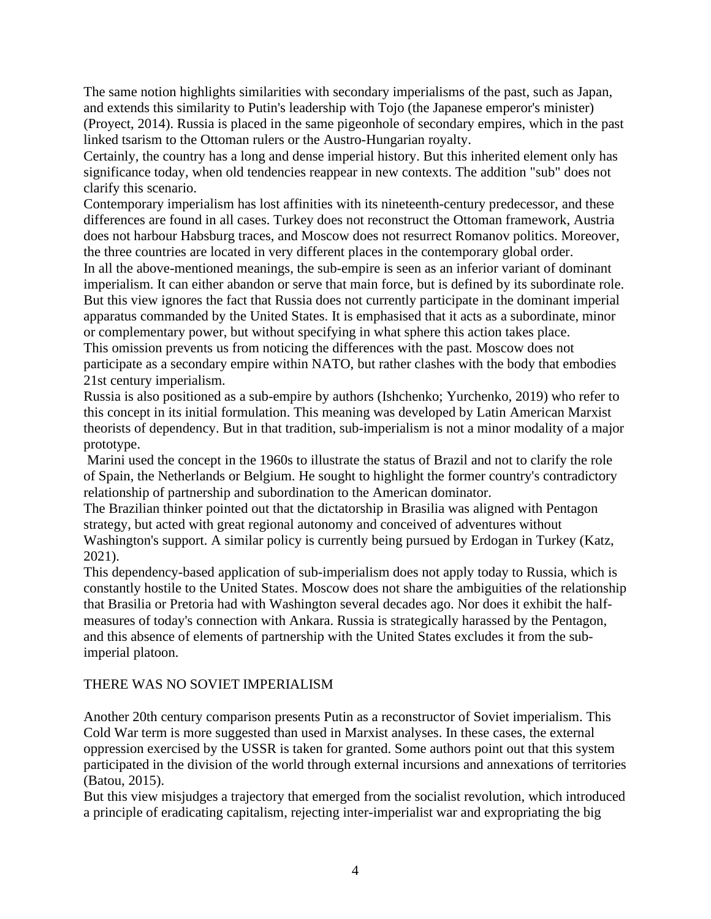The same notion highlights similarities with secondary imperialisms of the past, such as Japan, and extends this similarity to Putin's leadership with Tojo (the Japanese emperor's minister) (Proyect, 2014). Russia is placed in the same pigeonhole of secondary empires, which in the past linked tsarism to the Ottoman rulers or the Austro-Hungarian royalty.

Certainly, the country has a long and dense imperial history. But this inherited element only has significance today, when old tendencies reappear in new contexts. The addition "sub" does not clarify this scenario.

Contemporary imperialism has lost affinities with its nineteenth-century predecessor, and these differences are found in all cases. Turkey does not reconstruct the Ottoman framework, Austria does not harbour Habsburg traces, and Moscow does not resurrect Romanov politics. Moreover, the three countries are located in very different places in the contemporary global order.

In all the above-mentioned meanings, the sub-empire is seen as an inferior variant of dominant imperialism. It can either abandon or serve that main force, but is defined by its subordinate role. But this view ignores the fact that Russia does not currently participate in the dominant imperial apparatus commanded by the United States. It is emphasised that it acts as a subordinate, minor or complementary power, but without specifying in what sphere this action takes place.

This omission prevents us from noticing the differences with the past. Moscow does not participate as a secondary empire within NATO, but rather clashes with the body that embodies 21st century imperialism.

Russia is also positioned as a sub-empire by authors (Ishchenko; Yurchenko, 2019) who refer to this concept in its initial formulation. This meaning was developed by Latin American Marxist theorists of dependency. But in that tradition, sub-imperialism is not a minor modality of a major prototype.

Marini used the concept in the 1960s to illustrate the status of Brazil and not to clarify the role of Spain, the Netherlands or Belgium. He sought to highlight the former country's contradictory relationship of partnership and subordination to the American dominator.

The Brazilian thinker pointed out that the dictatorship in Brasilia was aligned with Pentagon strategy, but acted with great regional autonomy and conceived of adventures without Washington's support. A similar policy is currently being pursued by Erdogan in Turkey (Katz, 2021).

This dependency-based application of sub-imperialism does not apply today to Russia, which is constantly hostile to the United States. Moscow does not share the ambiguities of the relationship that Brasilia or Pretoria had with Washington several decades ago. Nor does it exhibit the half-measures of today's connection with Ankara. Russia is strategically harassed by the Pentagon, and this absence of elements of partnership with the United States excludes it from the sub-imperial platoon.

## THERE WAS NO SOVIET IMPERIALISM

Another 20th century comparison presents Putin as a reconstructor of Soviet imperialism. This Cold War term is more suggested than used in Marxist analyses. In these cases, the external oppression exercised by the USSR is taken for granted. Some authors point out that this system participated in the division of the world through external incursions and annexations of territories (Batou, 2015).

But this view misjudges a trajectory that emerged from the socialist revolution, which introduced a principle of eradicating capitalism, rejecting inter-imperialist war and expropriating the big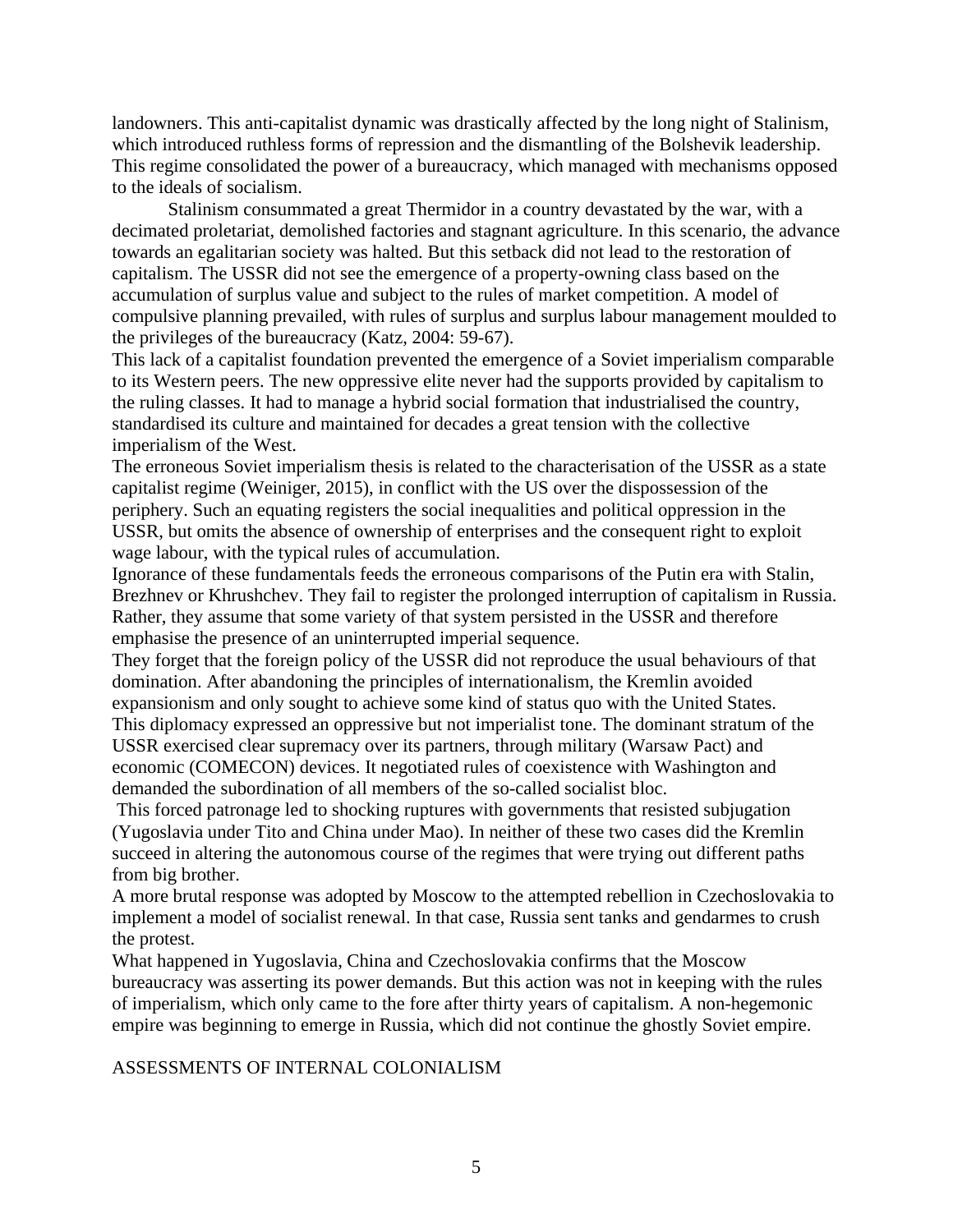landowners. This anti-capitalist dynamic was drastically affected by the long night of Stalinism, which introduced ruthless forms of repression and the dismantling of the Bolshevik leadership. This regime consolidated the power of a bureaucracy, which managed with mechanisms opposed to the ideals of socialism.

Stalinism consummated a great Thermidor in a country devastated by the war, with a decimated proletariat, demolished factories and stagnant agriculture. In this scenario, the advance towards an egalitarian society was halted. But this setback did not lead to the restoration of capitalism. The USSR did not see the emergence of a property-owning class based on the accumulation of surplus value and subject to the rules of market competition. A model of compulsive planning prevailed, with rules of surplus and surplus labour management moulded to the privileges of the bureaucracy (Katz, 2004: 59-67).

This lack of a capitalist foundation prevented the emergence of a Soviet imperialism comparable to its Western peers. The new oppressive elite never had the supports provided by capitalism to the ruling classes. It had to manage a hybrid social formation that industrialised the country, standardised its culture and maintained for decades a great tension with the collective imperialism of the West.

The erroneous Soviet imperialism thesis is related to the characterisation of the USSR as a state capitalist regime (Weiniger, 2015), in conflict with the US over the dispossession of the periphery. Such an equating registers the social inequalities and political oppression in the USSR, but omits the absence of ownership of enterprises and the consequent right to exploit wage labour, with the typical rules of accumulation.

Ignorance of these fundamentals feeds the erroneous comparisons of the Putin era with Stalin, Brezhnev or Khrushchev. They fail to register the prolonged interruption of capitalism in Russia. Rather, they assume that some variety of that system persisted in the USSR and therefore emphasise the presence of an uninterrupted imperial sequence.

They forget that the foreign policy of the USSR did not reproduce the usual behaviours of that domination. After abandoning the principles of internationalism, the Kremlin avoided expansionism and only sought to achieve some kind of status quo with the United States.

This diplomacy expressed an oppressive but not imperialist tone. The dominant stratum of the USSR exercised clear supremacy over its partners, through military (Warsaw Pact) and economic (COMECON) devices. It negotiated rules of coexistence with Washington and demanded the subordination of all members of the so-called socialist bloc.

This forced patronage led to shocking ruptures with governments that resisted subjugation (Yugoslavia under Tito and China under Mao). In neither of these two cases did the Kremlin succeed in altering the autonomous course of the regimes that were trying out different paths from big brother.

A more brutal response was adopted by Moscow to the attempted rebellion in Czechoslovakia to implement a model of socialist renewal. In that case, Russia sent tanks and gendarmes to crush the protest.

What happened in Yugoslavia, China and Czechoslovakia confirms that the Moscow bureaucracy was asserting its power demands. But this action was not in keeping with the rules of imperialism, which only came to the fore after thirty years of capitalism. A non-hegemonic empire was beginning to emerge in Russia, which did not continue the ghostly Soviet empire.

## ASSESSMENTS OF INTERNAL COLONIALISM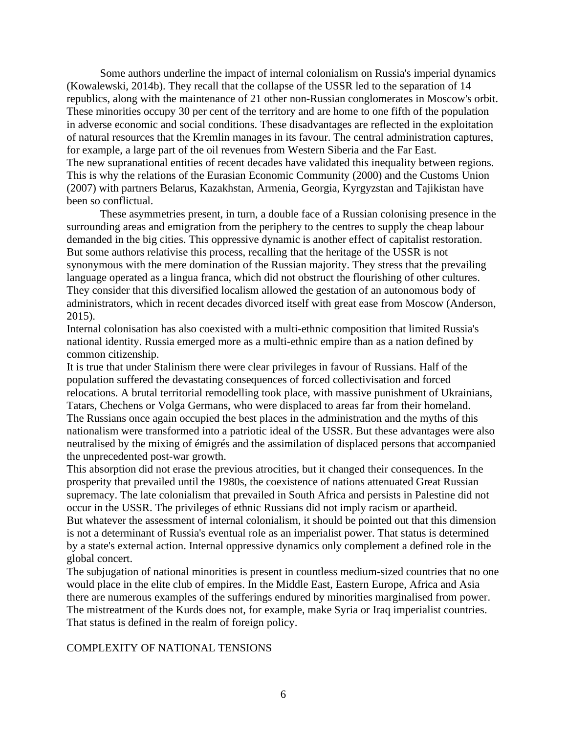Some authors underline the impact of internal colonialism on Russia's imperial dynamics (Kowalewski, 2014b). They recall that the collapse of the USSR led to the separation of 14 republics, along with the maintenance of 21 other non-Russian conglomerates in Moscow's orbit. These minorities occupy 30 per cent of the territory and are home to one fifth of the population in adverse economic and social conditions. These disadvantages are reflected in the exploitation of natural resources that the Kremlin manages in its favour. The central administration captures, for example, a large part of the oil revenues from Western Siberia and the Far East.

The new supranational entities of recent decades have validated this inequality between regions. This is why the relations of the Eurasian Economic Community (2000) and the Customs Union (2007) with partners Belarus, Kazakhstan, Armenia, Georgia, Kyrgyzstan and Tajikistan have been so conflictual.

These asymmetries present, in turn, a double face of a Russian colonising presence in the surrounding areas and emigration from the periphery to the centres to supply the cheap labour demanded in the big cities. This oppressive dynamic is another effect of capitalist restoration. But some authors relativise this process, recalling that the heritage of the USSR is not synonymous with the mere domination of the Russian majority. They stress that the prevailing language operated as a lingua franca, which did not obstruct the flourishing of other cultures. They consider that this diversified localism allowed the gestation of an autonomous body of administrators, which in recent decades divorced itself with great ease from Moscow (Anderson, 2015).

Internal colonisation has also coexisted with a multi-ethnic composition that limited Russia's national identity. Russia emerged more as a multi-ethnic empire than as a nation defined by common citizenship.

It is true that under Stalinism there were clear privileges in favour of Russians. Half of the population suffered the devastating consequences of forced collectivisation and forced relocations. A brutal territorial remodelling took place, with massive punishment of Ukrainians, Tatars, Chechens or Volga Germans, who were displaced to areas far from their homeland.

The Russians once again occupied the best places in the administration and the myths of this nationalism were transformed into a patriotic ideal of the USSR. But these advantages were also neutralised by the mixing of émigrés and the assimilation of displaced persons that accompanied the unprecedented post-war growth.

This absorption did not erase the previous atrocities, but it changed their consequences. In the prosperity that prevailed until the 1980s, the coexistence of nations attenuated Great Russian supremacy. The late colonialism that prevailed in South Africa and persists in Palestine did not occur in the USSR. The privileges of ethnic Russians did not imply racism or apartheid.

But whatever the assessment of internal colonialism, it should be pointed out that this dimension is not a determinant of Russia's eventual role as an imperialist power. That status is determined by a state's external action. Internal oppressive dynamics only complement a defined role in the global concert.

The subjugation of national minorities is present in countless medium-sized countries that no one would place in the elite club of empires. In the Middle East, Eastern Europe, Africa and Asia there are numerous examples of the sufferings endured by minorities marginalised from power. The mistreatment of the Kurds does not, for example, make Syria or Iraq imperialist countries. That status is defined in the realm of foreign policy.

## COMPLEXITY OF NATIONAL TENSIONS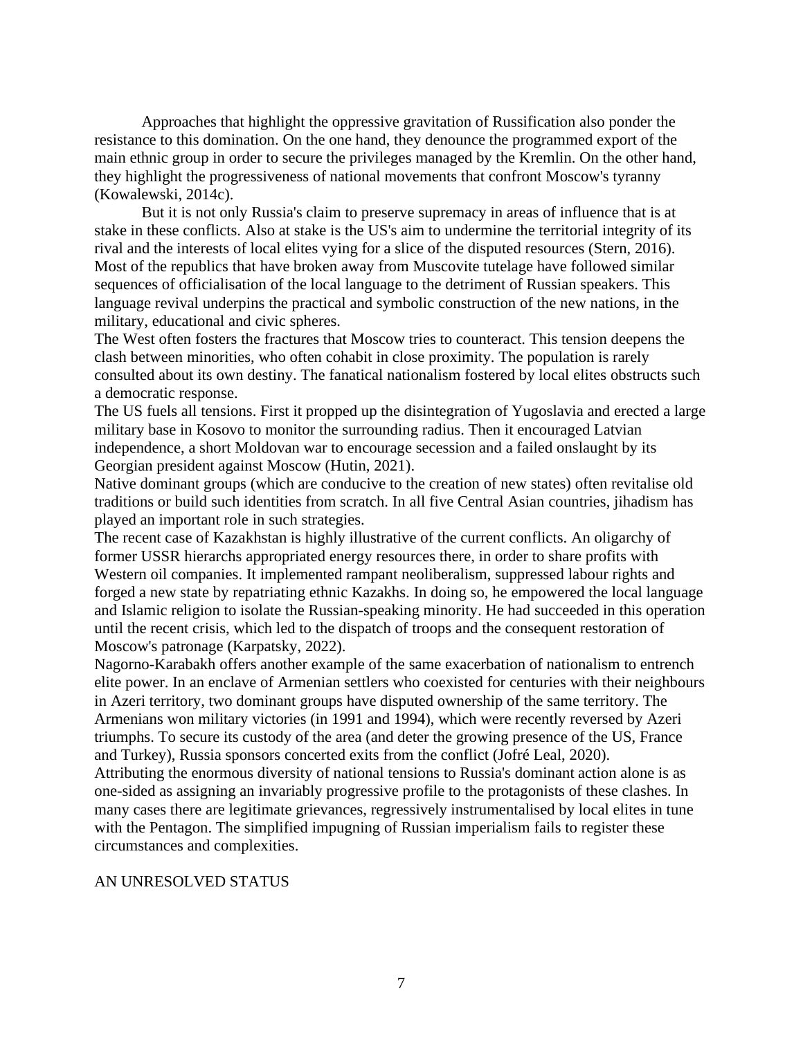Approaches that highlight the oppressive gravitation of Russification also ponder the resistance to this domination. On the one hand, they denounce the programmed export of the main ethnic group in order to secure the privileges managed by the Kremlin. On the other hand, they highlight the progressiveness of national movements that confront Moscow's tyranny (Kowalewski, 2014c).

But it is not only Russia's claim to preserve supremacy in areas of influence that is at stake in these conflicts. Also at stake is the US's aim to undermine the territorial integrity of its rival and the interests of local elites vying for a slice of the disputed resources (Stern, 2016). Most of the republics that have broken away from Muscovite tutelage have followed similar sequences of officialisation of the local language to the detriment of Russian speakers. This language revival underpins the practical and symbolic construction of the new nations, in the military, educational and civic spheres.

The West often fosters the fractures that Moscow tries to counteract. This tension deepens the clash between minorities, who often cohabit in close proximity. The population is rarely consulted about its own destiny. The fanatical nationalism fostered by local elites obstructs such a democratic response.

The US fuels all tensions. First it propped up the disintegration of Yugoslavia and erected a large military base in Kosovo to monitor the surrounding radius. Then it encouraged Latvian independence, a short Moldovan war to encourage secession and a failed onslaught by its Georgian president against Moscow (Hutin, 2021).

Native dominant groups (which are conducive to the creation of new states) often revitalise old traditions or build such identities from scratch. In all five Central Asian countries, jihadism has played an important role in such strategies.

The recent case of Kazakhstan is highly illustrative of the current conflicts. An oligarchy of former USSR hierarchs appropriated energy resources there, in order to share profits with Western oil companies. It implemented rampant neoliberalism, suppressed labour rights and forged a new state by repatriating ethnic Kazakhs. In doing so, he empowered the local language and Islamic religion to isolate the Russian-speaking minority. He had succeeded in this operation until the recent crisis, which led to the dispatch of troops and the consequent restoration of Moscow's patronage (Karpatsky, 2022).

Nagorno-Karabakh offers another example of the same exacerbation of nationalism to entrench elite power. In an enclave of Armenian settlers who coexisted for centuries with their neighbours in Azeri territory, two dominant groups have disputed ownership of the same territory. The Armenians won military victories (in 1991 and 1994), which were recently reversed by Azeri triumphs. To secure its custody of the area (and deter the growing presence of the US, France and Turkey), Russia sponsors concerted exits from the conflict (Jofré Leal, 2020).

Attributing the enormous diversity of national tensions to Russia's dominant action alone is as one-sided as assigning an invariably progressive profile to the protagonists of these clashes. In many cases there are legitimate grievances, regressively instrumentalised by local elites in tune with the Pentagon. The simplified impugning of Russian imperialism fails to register these circumstances and complexities.

## AN UNRESOLVED STATUS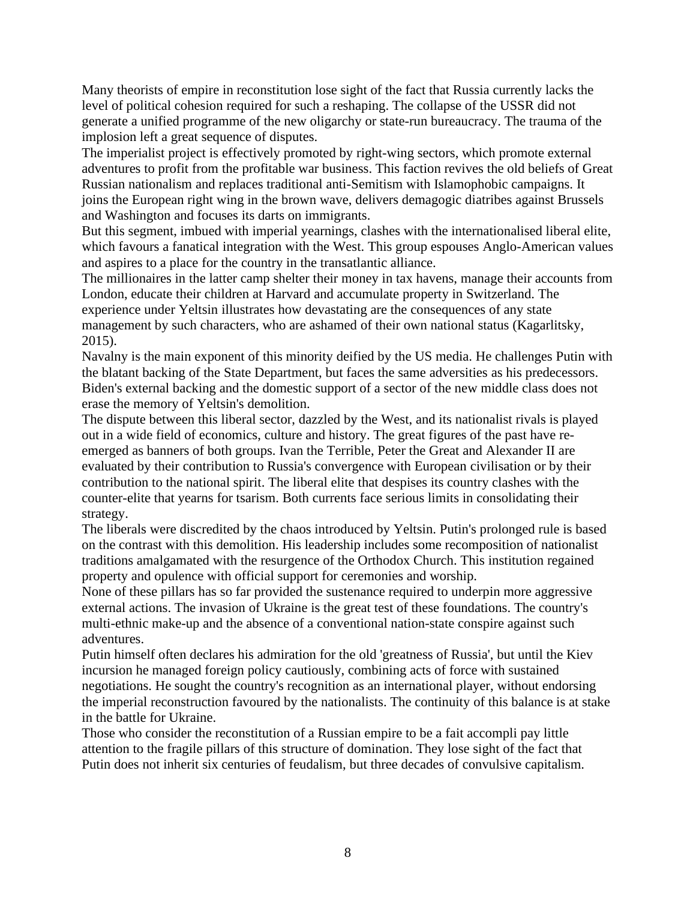Many theorists of empire in reconstitution lose sight of the fact that Russia currently lacks the level of political cohesion required for such a reshaping. The collapse of the USSR did not generate a unified programme of the new oligarchy or state-run bureaucracy. The trauma of the implosion left a great sequence of disputes.

The imperialist project is effectively promoted by right-wing sectors, which promote external adventures to profit from the profitable war business. This faction revives the old beliefs of Great Russian nationalism and replaces traditional anti-Semitism with Islamophobic campaigns. It joins the European right wing in the brown wave, delivers demagogic diatribes against Brussels and Washington and focuses its darts on immigrants.

But this segment, imbued with imperial yearnings, clashes with the internationalised liberal elite, which favours a fanatical integration with the West. This group espouses Anglo-American values and aspires to a place for the country in the transatlantic alliance.

The millionaires in the latter camp shelter their money in tax havens, manage their accounts from London, educate their children at Harvard and accumulate property in Switzerland. The experience under Yeltsin illustrates how devastating are the consequences of any state management by such characters, who are ashamed of their own national status (Kagarlitsky, 2015).

Navalny is the main exponent of this minority deified by the US media. He challenges Putin with the blatant backing of the State Department, but faces the same adversities as his predecessors. Biden's external backing and the domestic support of a sector of the new middle class does not erase the memory of Yeltsin's demolition.

The dispute between this liberal sector, dazzled by the West, and its nationalist rivals is played out in a wide field of economics, culture and history. The great figures of the past have re-emerged as banners of both groups. Ivan the Terrible, Peter the Great and Alexander II are evaluated by their contribution to Russia's convergence with European civilisation or by their contribution to the national spirit. The liberal elite that despises its country clashes with the counter-elite that yearns for tsarism. Both currents face serious limits in consolidating their strategy.

The liberals were discredited by the chaos introduced by Yeltsin. Putin's prolonged rule is based on the contrast with this demolition. His leadership includes some recomposition of nationalist traditions amalgamated with the resurgence of the Orthodox Church. This institution regained property and opulence with official support for ceremonies and worship.

None of these pillars has so far provided the sustenance required to underpin more aggressive external actions. The invasion of Ukraine is the great test of these foundations. The country's multi-ethnic make-up and the absence of a conventional nation-state conspire against such adventures.

Putin himself often declares his admiration for the old 'greatness of Russia', but until the Kiev incursion he managed foreign policy cautiously, combining acts of force with sustained negotiations. He sought the country's recognition as an international player, without endorsing the imperial reconstruction favoured by the nationalists. The continuity of this balance is at stake in the battle for Ukraine.

Those who consider the reconstitution of a Russian empire to be a fait accompli pay little attention to the fragile pillars of this structure of domination. They lose sight of the fact that Putin does not inherit six centuries of feudalism, but three decades of convulsive capitalism.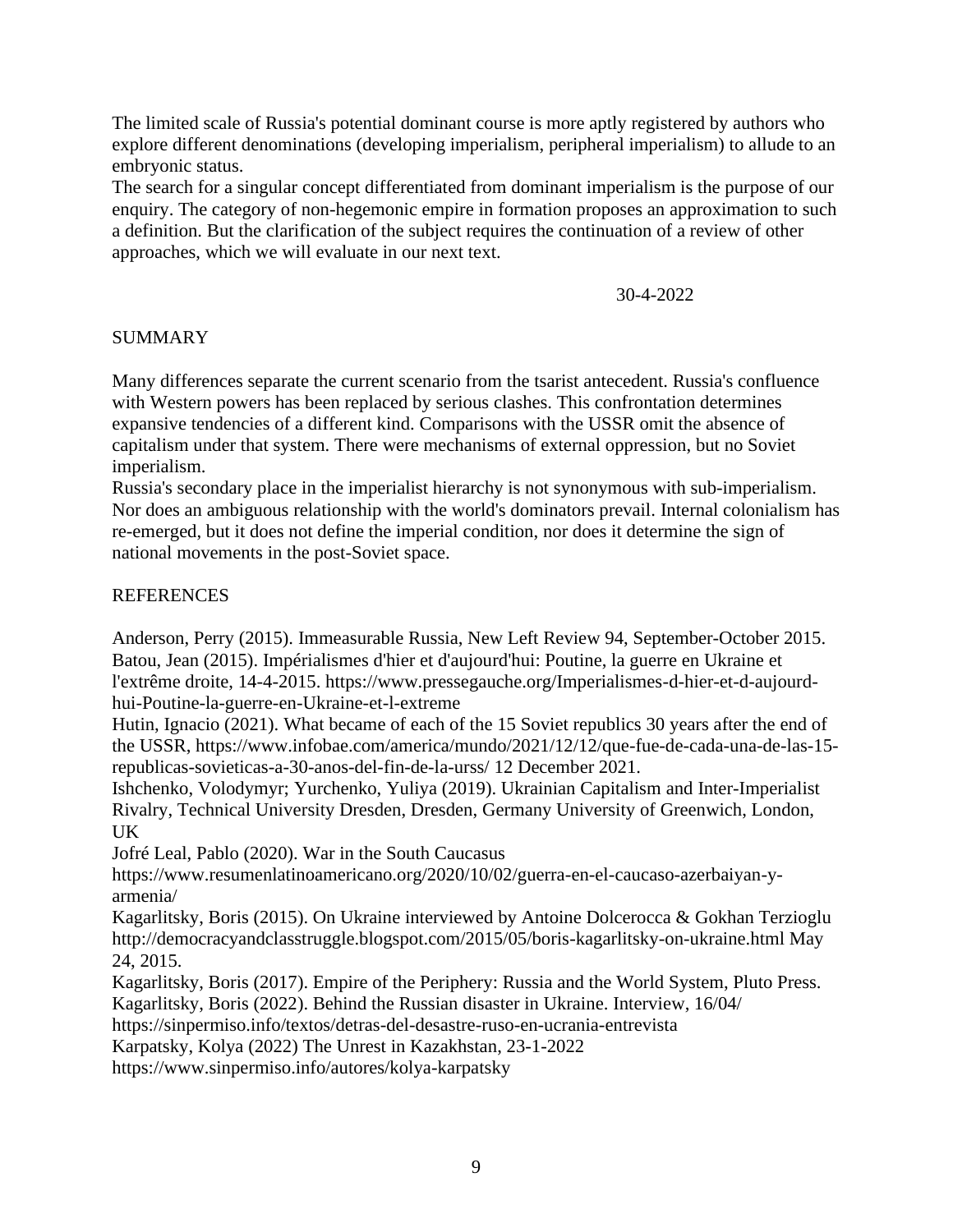The limited scale of Russia's potential dominant course is more aptly registered by authors who explore different denominations (developing imperialism, peripheral imperialism) to allude to an embryonic status.

The search for a singular concept differentiated from dominant imperialism is the purpose of our enquiry. The category of non-hegemonic empire in formation proposes an approximation to such a definition. But the clarification of the subject requires the continuation of a review of other approaches, which we will evaluate in our next text.

30-4-2022

## SUMMARY

Many differences separate the current scenario from the tsarist antecedent. Russia's confluence with Western powers has been replaced by serious clashes. This confrontation determines expansive tendencies of a different kind. Comparisons with the USSR omit the absence of capitalism under that system. There were mechanisms of external oppression, but no Soviet imperialism.

Russia's secondary place in the imperialist hierarchy is not synonymous with sub-imperialism. Nor does an ambiguous relationship with the world's dominators prevail. Internal colonialism has re-emerged, but it does not define the imperial condition, nor does it determine the sign of national movements in the post-Soviet space.

## REFERENCES

Anderson, Perry (2015). Immeasurable Russia, New Left Review 94, September-October 2015.

Batou, Jean (2015). Impérialismes d'hier et d'aujourd'hui: Poutine, la guerre en Ukraine et l'extrême droite, 14-4-2015. https://www.pressegauche.org/Imperialismes-d-hier-et-d-aujourd-hui-Poutine-la-guerre-en-Ukraine-et-l-extreme

Hutin, Ignacio (2021). What became of each of the 15 Soviet republics 30 years after the end of the USSR, https://www.infobae.com/america/mundo/2021/12/12/que-fue-de-cada-una-de-las-15-republicas-sovieticas-a-30-anos-del-fin-de-la-urss/ 12 December 2021.

Ishchenko, Volodymyr; Yurchenko, Yuliya (2019). Ukrainian Capitalism and Inter-Imperialist Rivalry, Technical University Dresden, Dresden, Germany University of Greenwich, London, UK

Jofré Leal, Pablo (2020). War in the South Caucasus https://www.resumenlatinoamericano.org/2020/10/02/guerra-en-el-caucaso-azerbaiyan-y-armenia/

Kagarlitsky, Boris (2015). On Ukraine interviewed by Antoine Dolcerocca & Gokhan Terzioglu http://democracyandclasstruggle.blogspot.com/2015/05/boris-kagarlitsky-on-ukraine.html May 24, 2015.

Kagarlitsky, Boris (2017). Empire of the Periphery: Russia and the World System, Pluto Press.

Kagarlitsky, Boris (2022). Behind the Russian disaster in Ukraine. Interview, 16/04/ https://sinpermiso.info/textos/detras-del-desastre-ruso-en-ucrania-entrevista

Karpatsky, Kolya (2022) The Unrest in Kazakhstan, 23-1-2022 https://www.sinpermiso.info/autores/kolya-karpatsky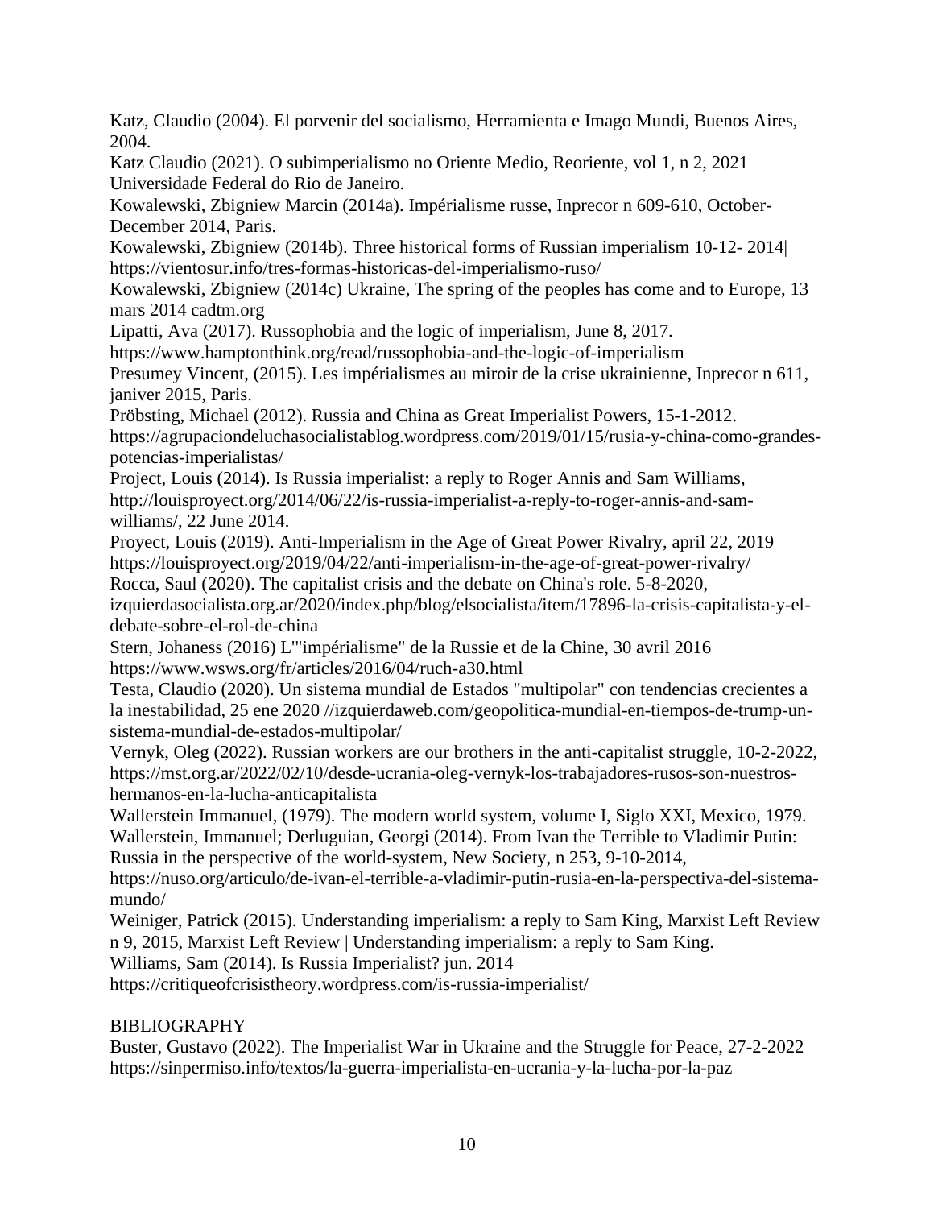Katz, Claudio (2004). El porvenir del socialismo, Herramienta e Imago Mundi, Buenos Aires, 2004.

Katz Claudio (2021). O subimperialismo no Oriente Medio, Reoriente, vol 1, n 2, 2021 Universidade Federal do Rio de Janeiro.

Kowalewski, Zbigniew Marcin (2014a). Impérialisme russe, Inprecor n 609-610, October-December 2014, Paris.

Kowalewski, Zbigniew (2014b). Three historical forms of Russian imperialism 10-12- 2014| https://vientosur.info/tres-formas-historicas-del-imperialismo-ruso/

Kowalewski, Zbigniew (2014c) Ukraine, The spring of the peoples has come and to Europe, 13 mars 2014 cadtm.org

Lipatti, Ava (2017). Russophobia and the logic of imperialism, June 8, 2017. https://www.hamptonthink.org/read/russophobia-and-the-logic-of-imperialism

Presumey Vincent, (2015). Les impérialismes au miroir de la crise ukrainienne, Inprecor n 611, janiver 2015, Paris.

Pröbsting, Michael (2012). Russia and China as Great Imperialist Powers, 15-1-2012. https://agrupaciondeluchasocialistablog.wordpress.com/2019/01/15/rusia-y-china-como-grandes-potencias-imperialistas/

Project, Louis (2014). Is Russia imperialist: a reply to Roger Annis and Sam Williams, http://louisproyect.org/2014/06/22/is-russia-imperialist-a-reply-to-roger-annis-and-sam-williams/, 22 June 2014.

Proyect, Louis (2019). Anti-Imperialism in the Age of Great Power Rivalry, april 22, 2019 https://louisproyect.org/2019/04/22/anti-imperialism-in-the-age-of-great-power-rivalry/

Rocca, Saul (2020). The capitalist crisis and the debate on China's role. 5-8-2020, izquierdasocialista.org.ar/2020/index.php/blog/elsocialista/item/17896-la-crisis-capitalista-y-el-debate-sobre-el-rol-de-china

Stern, Johaness (2016) L'"impérialisme" de la Russie et de la Chine, 30 avril 2016 https://www.wsws.org/fr/articles/2016/04/ruch-a30.html

Testa, Claudio (2020). Un sistema mundial de Estados "multipolar" con tendencias crecientes a la inestabilidad, 25 ene 2020 //izquierdaweb.com/geopolitica-mundial-en-tiempos-de-trump-un-sistema-mundial-de-estados-multipolar/

Vernyk, Oleg (2022). Russian workers are our brothers in the anti-capitalist struggle, 10-2-2022, https://mst.org.ar/2022/02/10/desde-ucrania-oleg-vernyk-los-trabajadores-rusos-son-nuestros-hermanos-en-la-lucha-anticapitalista

Wallerstein Immanuel, (1979). The modern world system, volume I, Siglo XXI, Mexico, 1979.

Wallerstein, Immanuel; Derluguian, Georgi (2014). From Ivan the Terrible to Vladimir Putin: Russia in the perspective of the world-system, New Society, n 253, 9-10-2014, https://nuso.org/articulo/de-ivan-el-terrible-a-vladimir-putin-rusia-en-la-perspectiva-del-sistema-mundo/

Weiniger, Patrick (2015). Understanding imperialism: a reply to Sam King, Marxist Left Review n 9, 2015, Marxist Left Review | Understanding imperialism: a reply to Sam King.

Williams, Sam (2014). Is Russia Imperialist? jun. 2014 https://critiqueofcrisistheory.wordpress.com/is-russia-imperialist/

## BIBLIOGRAPHY

Buster, Gustavo (2022). The Imperialist War in Ukraine and the Struggle for Peace, 27-2-2022 https://sinpermiso.info/textos/la-guerra-imperialista-en-ucrania-y-la-lucha-por-la-paz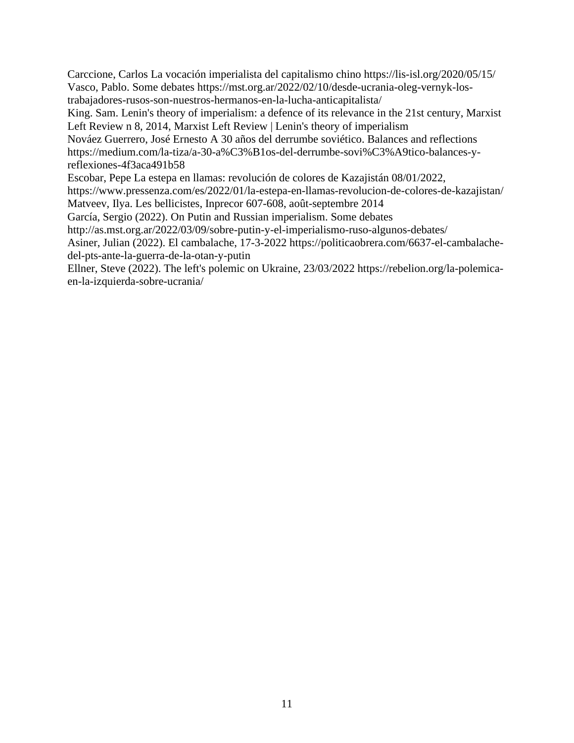Carccione, Carlos La vocación imperialista del capitalismo chino https://lis-isl.org/2020/05/15/

Vasco, Pablo. Some debates https://mst.org.ar/2022/02/10/desde-ucrania-oleg-vernyk-los-trabajadores-rusos-son-nuestros-hermanos-en-la-lucha-anticapitalista/

King. Sam. Lenin's theory of imperialism: a defence of its relevance in the 21st century, Marxist Left Review n 8, 2014, Marxist Left Review | Lenin's theory of imperialism

Nováez Guerrero, José Ernesto A 30 años del derrumbe soviético. Balances and reflections https://medium.com/la-tiza/a-30-a%C3%B1os-del-derrumbe-sovi%C3%A9tico-balances-y-reflexiones-4f3aca491b58

Escobar, Pepe La estepa en llamas: revolución de colores de Kazajistán 08/01/2022, https://www.pressenza.com/es/2022/01/la-estepa-en-llamas-revolucion-de-colores-de-kazajistan/

Matveev, Ilya. Les bellicistes, Inprecor 607-608, août-septembre 2014

García, Sergio (2022). On Putin and Russian imperialism. Some debates http://as.mst.org.ar/2022/03/09/sobre-putin-y-el-imperialismo-ruso-algunos-debates/

Asiner, Julian (2022). El cambalache, 17-3-2022 https://politicaobrera.com/6637-el-cambalache-del-pts-ante-la-guerra-de-la-otan-y-putin

Ellner, Steve (2022). The left's polemic on Ukraine, 23/03/2022 https://rebelion.org/la-polemica-en-la-izquierda-sobre-ucrania/